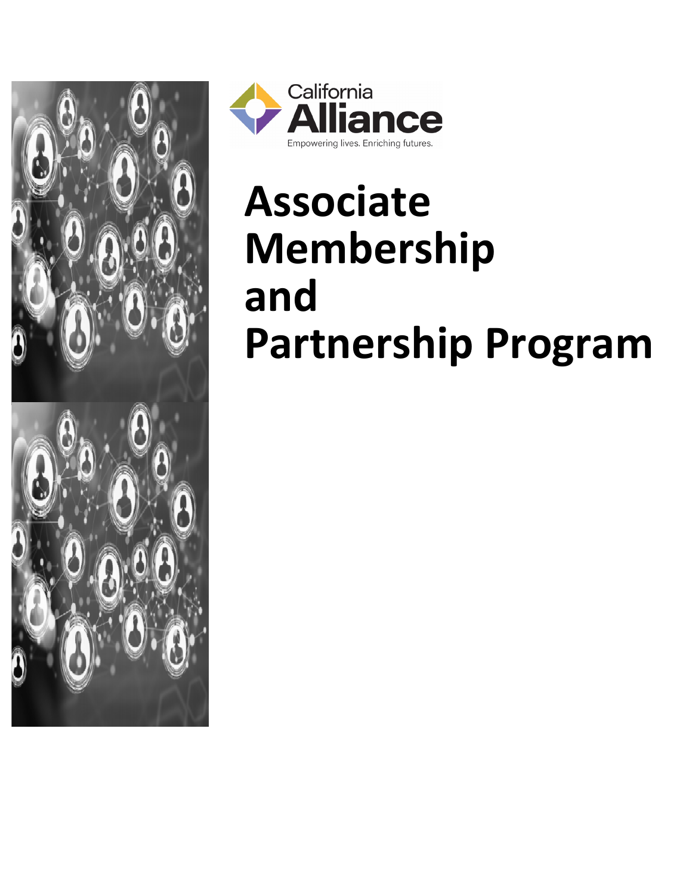California Alliance

Empowering lives. Enriching futures.

# Associate Membership and Partnership Program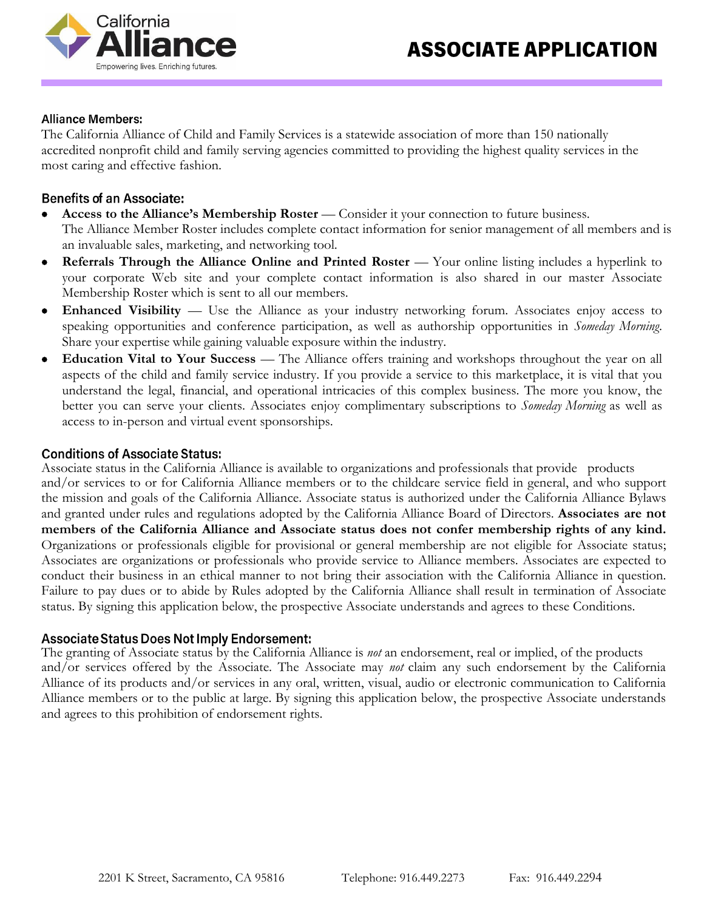# ASSOCIATE APPLICATION

### Alliance Members:

The California Alliance of Child and Family Services is a statewide association of more than 150 nationally accredited nonprofit child and family serving agencies committed to providing the highest quality services in the most caring and effective fashion.

### Benefits of an Associate:

- **Access to the Alliance's Membership Roster** — Consider it your connection to future business. The Alliance Member Roster includes complete contact information for senior management of all members and is an invaluable sales, marketing, and networking tool.
- **Referrals Through the Alliance Online and Printed Roster** — Your online listing includes a hyperlink to your corporate Web site and your complete contact information is also shared in our master Associate Membership Roster which is sent to all our members.
- **Enhanced Visibility** — Use the Alliance as your industry networking forum. Associates enjoy access to speaking opportunities and conference participation, as well as authorship opportunities in *Someday Morning*. Share your expertise while gaining valuable exposure within the industry.
- **Education Vital to Your Success** — The Alliance offers training and workshops throughout the year on all aspects of the child and family service industry. If you provide a service to this marketplace, it is vital that you understand the legal, financial, and operational intricacies of this complex business. The more you know, the better you can serve your clients. Associates enjoy complimentary subscriptions to *Someday Morning* as well as access to in-person and virtual event sponsorships.

### Conditions of Associate Status:

Associate status in the California Alliance is available to organizations and professionals that provide products and/or services to or for California Alliance members or to the childcare service field in general, and who support the mission and goals of the California Alliance. Associate status is authorized under the California Alliance Bylaws and granted under rules and regulations adopted by the California Alliance Board of Directors. **Associates are not members of the California Alliance and Associate status does not confer membership rights of any kind.** Organizations or professionals eligible for provisional or general membership are not eligible for Associate status; Associates are organizations or professionals who provide service to Alliance members. Associates are expected to conduct their business in an ethical manner to not bring their association with the California Alliance in question. Failure to pay dues or to abide by Rules adopted by the California Alliance shall result in termination of Associate status. By signing this application below, the prospective Associate understands and agrees to these Conditions.

### Associate Status Does Not Imply Endorsement:

The granting of Associate status by the California Alliance is *not* an endorsement, real or implied, of the products and/or services offered by the Associate. The Associate may *not* claim any such endorsement by the California Alliance of its products and/or services in any oral, written, visual, audio or electronic communication to California Alliance members or to the public at large. By signing this application below, the prospective Associate understands and agrees to this prohibition of endorsement rights.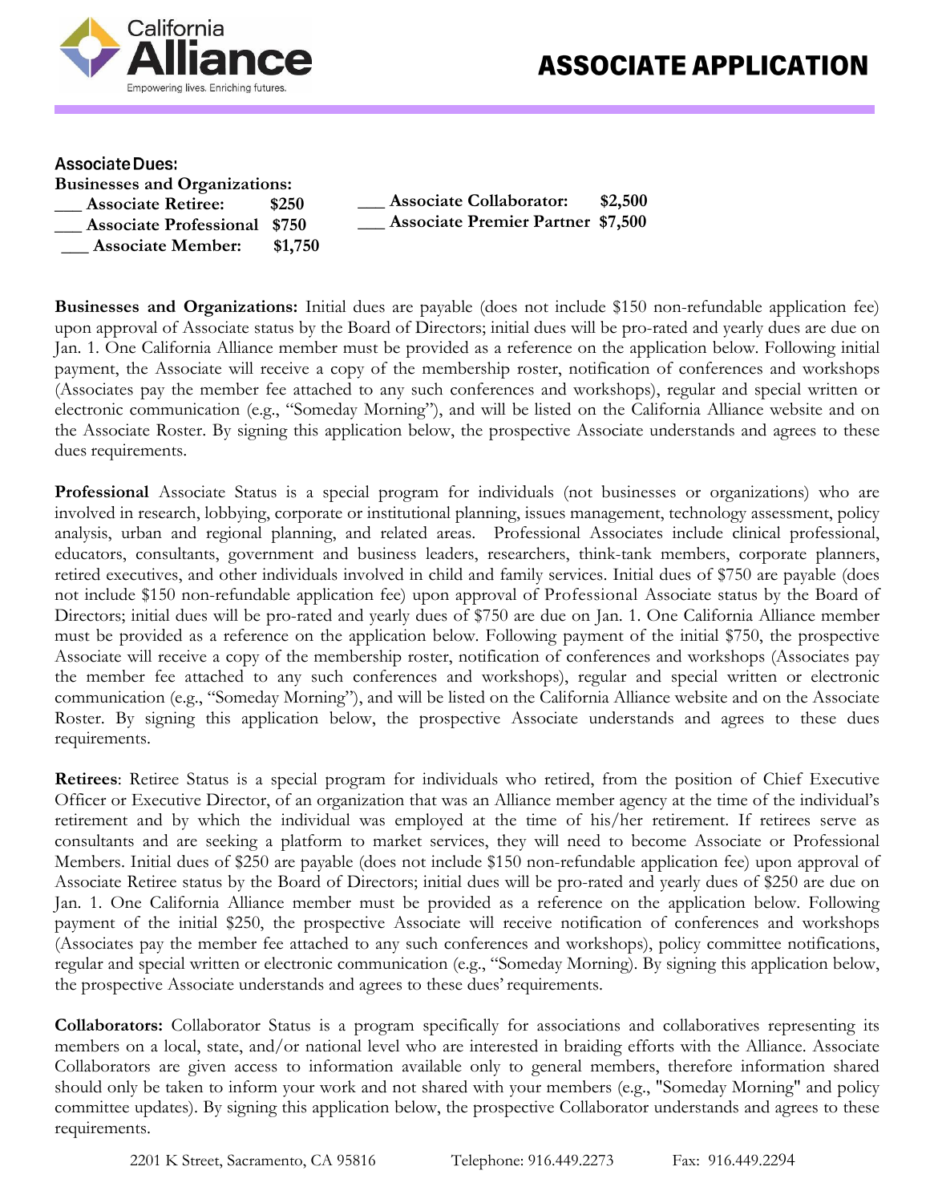# ASSOCIATE APPLICATION

**Associate Dues:**

**Businesses and Organizations:**

___ **Associate Retiree: $250**
___ **Associate Professional $750**
___ **Associate Member: $1,750**
___ **Associate Collaborator: $2,500**
___ **Associate Premier Partner $7,500**

**Businesses and Organizations:** Initial dues are payable (does not include $150 non-refundable application fee) upon approval of Associate status by the Board of Directors; initial dues will be pro-rated and yearly dues are due on Jan. 1. One California Alliance member must be provided as a reference on the application below. Following initial payment, the Associate will receive a copy of the membership roster, notification of conferences and workshops (Associates pay the member fee attached to any such conferences and workshops), regular and special written or electronic communication (e.g., "Someday Morning"), and will be listed on the California Alliance website and on the Associate Roster. By signing this application below, the prospective Associate understands and agrees to these dues requirements.

**Professional** Associate Status is a special program for individuals (not businesses or organizations) who are involved in research, lobbying, corporate or institutional planning, issues management, technology assessment, policy analysis, urban and regional planning, and related areas. Professional Associates include clinical professional, educators, consultants, government and business leaders, researchers, think-tank members, corporate planners, retired executives, and other individuals involved in child and family services. Initial dues of $750 are payable (does not include $150 non-refundable application fee) upon approval of Professional Associate status by the Board of Directors; initial dues will be pro-rated and yearly dues of $750 are due on Jan. 1. One California Alliance member must be provided as a reference on the application below. Following payment of the initial $750, the prospective Associate will receive a copy of the membership roster, notification of conferences and workshops (Associates pay the member fee attached to any such conferences and workshops), regular and special written or electronic communication (e.g., "Someday Morning"), and will be listed on the California Alliance website and on the Associate Roster. By signing this application below, the prospective Associate understands and agrees to these dues requirements.

**Retirees**: Retiree Status is a special program for individuals who retired, from the position of Chief Executive Officer or Executive Director, of an organization that was an Alliance member agency at the time of the individual's retirement and by which the individual was employed at the time of his/her retirement. If retirees serve as consultants and are seeking a platform to market services, they will need to become Associate or Professional Members. Initial dues of $250 are payable (does not include $150 non-refundable application fee) upon approval of Associate Retiree status by the Board of Directors; initial dues will be pro-rated and yearly dues of $250 are due on Jan. 1. One California Alliance member must be provided as a reference on the application below. Following payment of the initial $250, the prospective Associate will receive notification of conferences and workshops (Associates pay the member fee attached to any such conferences and workshops), policy committee notifications, regular and special written or electronic communication (e.g., "Someday Morning). By signing this application below, the prospective Associate understands and agrees to these dues' requirements.

**Collaborators:** Collaborator Status is a program specifically for associations and collaboratives representing its members on a local, state, and/or national level who are interested in braiding efforts with the Alliance. Associate Collaborators are given access to information available only to general members, therefore information shared should only be taken to inform your work and not shared with your members (e.g., "Someday Morning" and policy committee updates). By signing this application below, the prospective Collaborator understands and agrees to these requirements.

2201 K Street, Sacramento, CA 95816 Telephone: 916.449.2273 Fax: 916.449.2294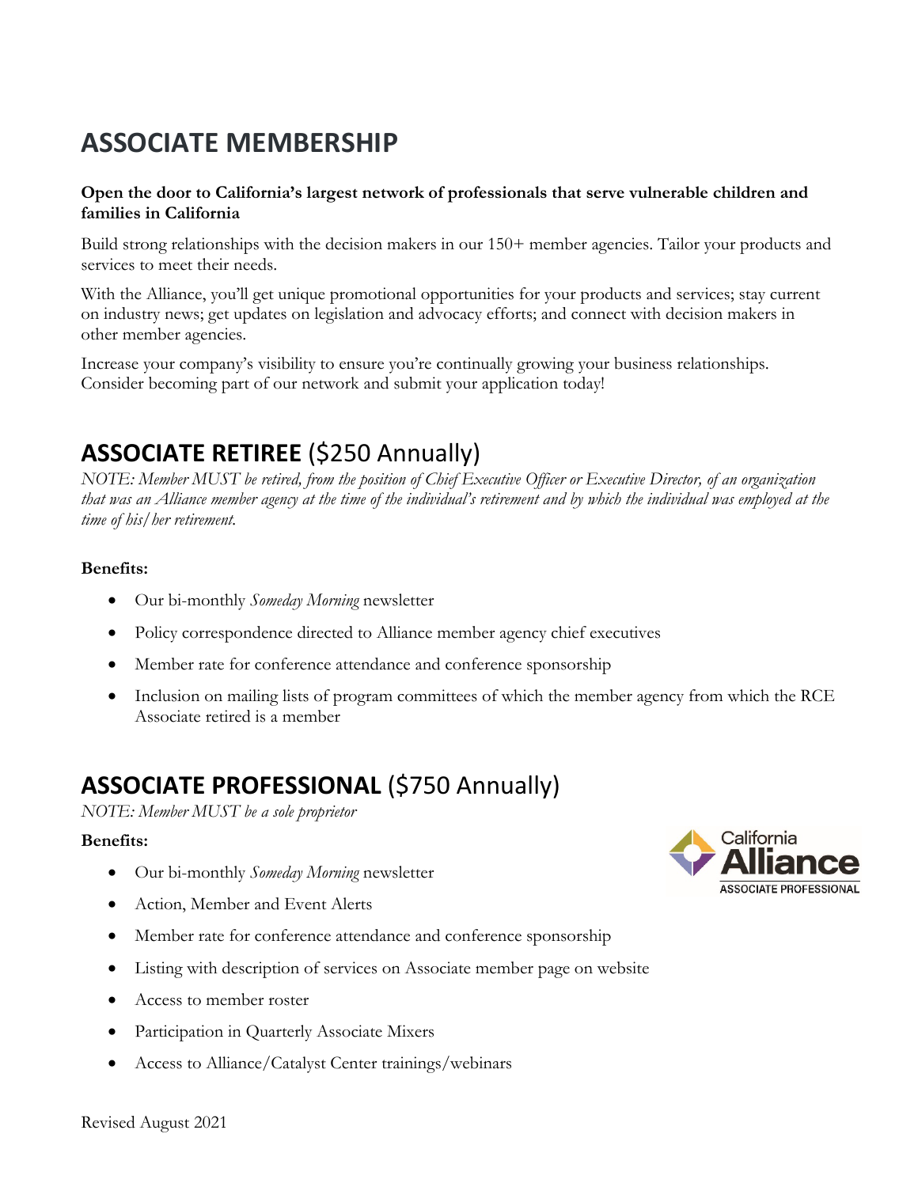# ASSOCIATE MEMBERSHIP

**Open the door to California's largest network of professionals that serve vulnerable children and families in California**

Build strong relationships with the decision makers in our 150+ member agencies. Tailor your products and services to meet their needs.

With the Alliance, you'll get unique promotional opportunities for your products and services; stay current on industry news; get updates on legislation and advocacy efforts; and connect with decision makers in other member agencies.

Increase your company's visibility to ensure you're continually growing your business relationships. Consider becoming part of our network and submit your application today!

## **ASSOCIATE RETIREE** ($250 Annually)

*NOTE: Member MUST be retired, from the position of Chief Executive Officer or Executive Director, of an organization that was an Alliance member agency at the time of the individual's retirement and by which the individual was employed at the time of his/her retirement.*

**Benefits:**

- Our bi-monthly *Someday Morning* newsletter
- Policy correspondence directed to Alliance member agency chief executives
- Member rate for conference attendance and conference sponsorship
- Inclusion on mailing lists of program committees of which the member agency from which the RCE Associate retired is a member

## **ASSOCIATE PROFESSIONAL** ($750 Annually)

*NOTE: Member MUST be a sole proprietor*

**Benefits:**

- Our bi-monthly *Someday Morning* newsletter
- Action, Member and Event Alerts
- Member rate for conference attendance and conference sponsorship
- Listing with description of services on Associate member page on website
- Access to member roster
- Participation in Quarterly Associate Mixers
- Access to Alliance/Catalyst Center trainings/webinars

Revised August 2021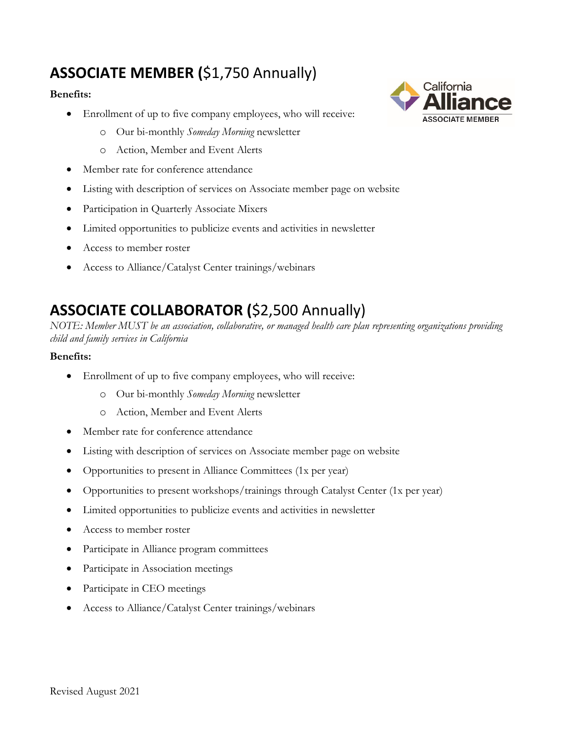## **ASSOCIATE MEMBER (**$1,750 Annually)

**Benefits:**

- Enrollment of up to five company employees, who will receive:
  - Our bi-monthly *Someday Morning* newsletter
  - Action, Member and Event Alerts
- Member rate for conference attendance
- Listing with description of services on Associate member page on website
- Participation in Quarterly Associate Mixers
- Limited opportunities to publicize events and activities in newsletter
- Access to member roster
- Access to Alliance/Catalyst Center trainings/webinars

## **ASSOCIATE COLLABORATOR (**$2,500 Annually)

*NOTE: Member MUST be an association, collaborative, or managed health care plan representing organizations providing child and family services in California*

**Benefits:**

- Enrollment of up to five company employees, who will receive:
  - Our bi-monthly *Someday Morning* newsletter
  - Action, Member and Event Alerts
- Member rate for conference attendance
- Listing with description of services on Associate member page on website
- Opportunities to present in Alliance Committees (1x per year)
- Opportunities to present workshops/trainings through Catalyst Center (1x per year)
- Limited opportunities to publicize events and activities in newsletter
- Access to member roster
- Participate in Alliance program committees
- Participate in Association meetings
- Participate in CEO meetings
- Access to Alliance/Catalyst Center trainings/webinars

Revised August 2021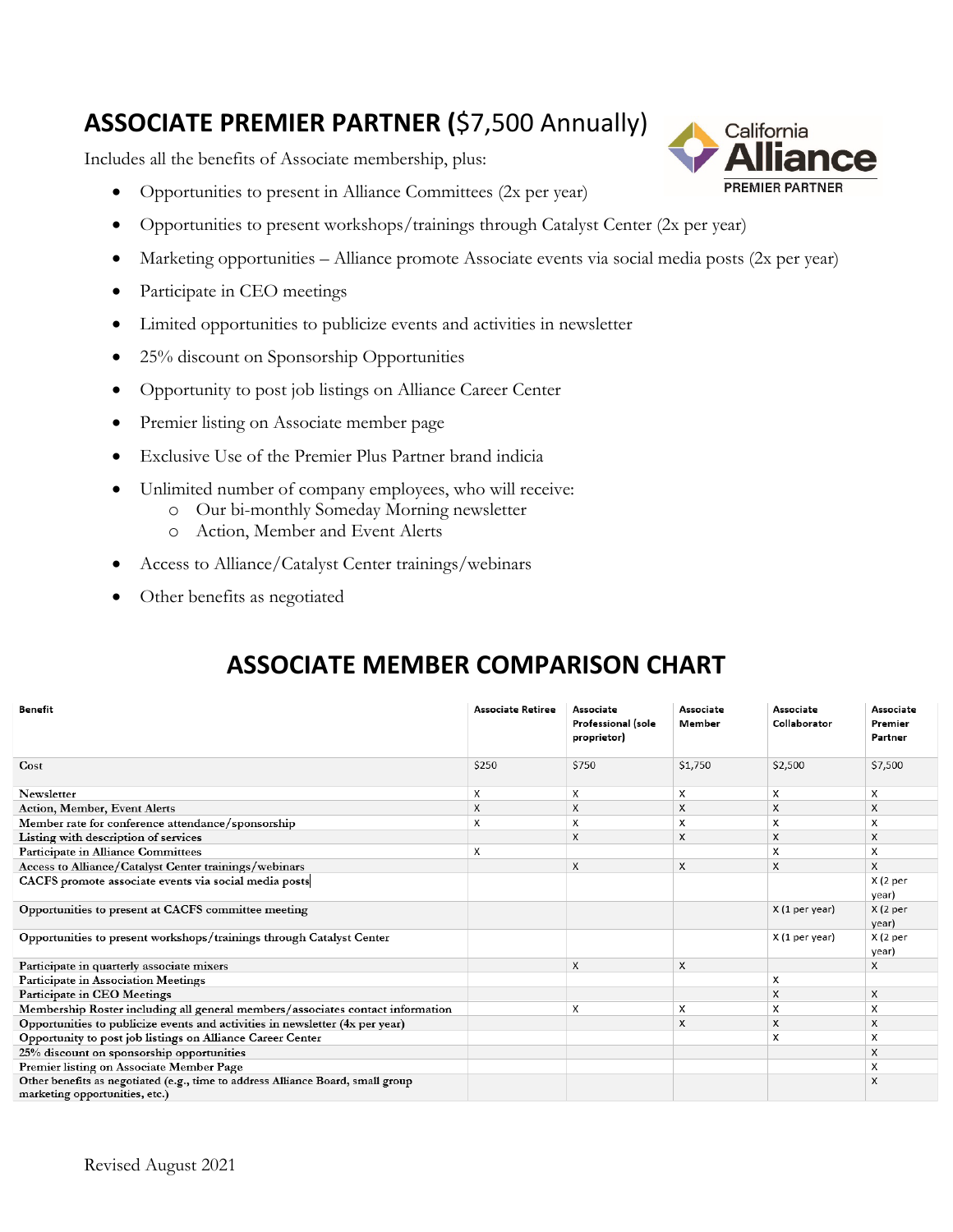# ASSOCIATE PREMIER PARTNER ($7,500 Annually)

Includes all the benefits of Associate membership, plus:

- Opportunities to present in Alliance Committees (2x per year)
- Opportunities to present workshops/trainings through Catalyst Center (2x per year)
- Marketing opportunities – Alliance promote Associate events via social media posts (2x per year)
- Participate in CEO meetings
- Limited opportunities to publicize events and activities in newsletter
- 25% discount on Sponsorship Opportunities
- Opportunity to post job listings on Alliance Career Center
- Premier listing on Associate member page
- Exclusive Use of the Premier Plus Partner brand indicia
- Unlimited number of company employees, who will receive:
  - Our bi-monthly Someday Morning newsletter
  - Action, Member and Event Alerts
- Access to Alliance/Catalyst Center trainings/webinars
- Other benefits as negotiated

## ASSOCIATE MEMBER COMPARISON CHART

| Benefit | Associate Retiree | Associate Professional (sole proprietor) | Associate Member | Associate Collaborator | Associate Premier Partner |
|---|---|---|---|---|---|
| Cost | $250 | $750 | $1,750 | $2,500 | $7,500 |
| Newsletter | X | X | X | X | X |
| Action, Member, Event Alerts | X | X | X | X | X |
| Member rate for conference attendance/sponsorship | X | X | X | X | X |
| Listing with description of services | | X | X | X | X |
| Participate in Alliance Committees | X | | | X | X |
| Access to Alliance/Catalyst Center trainings/webinars | | X | X | X | X |
| CACFS promote associate events via social media posts | | | | | X (2 per year) |
| Opportunities to present at CACFS committee meeting | | | | X (1 per year) | X (2 per year) |
| Opportunities to present workshops/trainings through Catalyst Center | | | | X (1 per year) | X (2 per year) |
| Participate in quarterly associate mixers | | X | X | | X |
| Participate in Association Meetings | | | | X | |
| Participate in CEO Meetings | | | | X | X |
| Membership Roster including all general members/associates contact information | | X | X | X | X |
| Opportunities to publicize events and activities in newsletter (4x per year) | | | X | X | X |
| Opportunity to post job listings on Alliance Career Center | | | | X | X |
| 25% discount on sponsorship opportunities | | | | | X |
| Premier listing on Associate Member Page | | | | | X |
| Other benefits as negotiated (e.g., time to address Alliance Board, small group marketing opportunities, etc.) | | | | | X |

Revised August 2021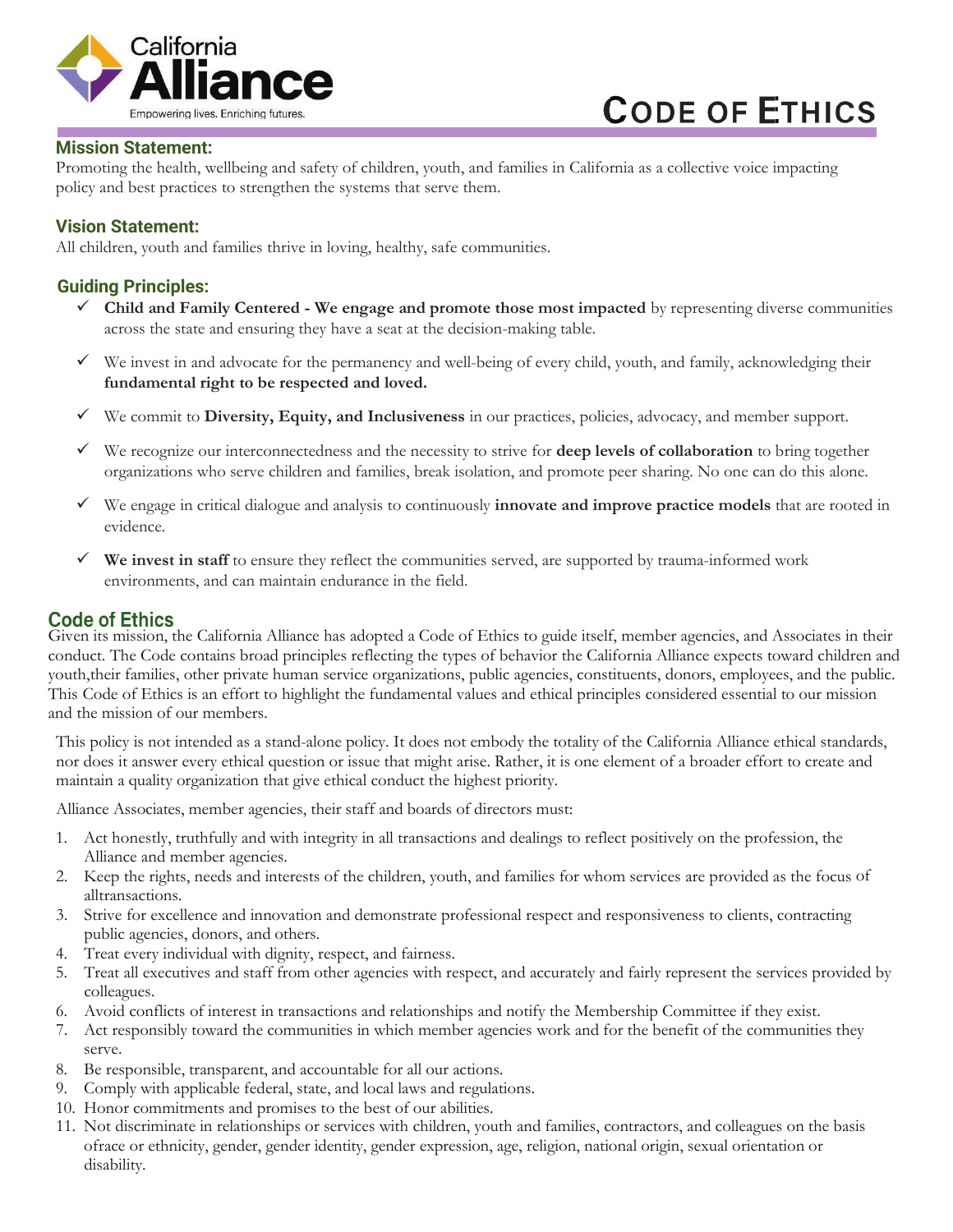California Alliance

Empowering lives. Enriching futures.

# CODE OF ETHICS

## Mission Statement:

Promoting the health, wellbeing and safety of children, youth, and families in California as a collective voice impacting policy and best practices to strengthen the systems that serve them.

## Vision Statement:

All children, youth and families thrive in loving, healthy, safe communities.

## Guiding Principles:

- ✓ **Child and Family Centered - We engage and promote those most impacted** by representing diverse communities across the state and ensuring they have a seat at the decision-making table.
- ✓ We invest in and advocate for the permanency and well-being of every child, youth, and family, acknowledging their **fundamental right to be respected and loved.**
- ✓ We commit to **Diversity, Equity, and Inclusiveness** in our practices, policies, advocacy, and member support.
- ✓ We recognize our interconnectedness and the necessity to strive for **deep levels of collaboration** to bring together organizations who serve children and families, break isolation, and promote peer sharing. No one can do this alone.
- ✓ We engage in critical dialogue and analysis to continuously **innovate and improve practice models** that are rooted in evidence.
- ✓ **We invest in staff** to ensure they reflect the communities served, are supported by trauma-informed work environments, and can maintain endurance in the field.

## Code of Ethics

Given its mission, the California Alliance has adopted a Code of Ethics to guide itself, member agencies, and Associates in their conduct. The Code contains broad principles reflecting the types of behavior the California Alliance expects toward children and youth,their families, other private human service organizations, public agencies, constituents, donors, employees, and the public. This Code of Ethics is an effort to highlight the fundamental values and ethical principles considered essential to our mission and the mission of our members.

This policy is not intended as a stand-alone policy. It does not embody the totality of the California Alliance ethical standards, nor does it answer every ethical question or issue that might arise. Rather, it is one element of a broader effort to create and maintain a quality organization that give ethical conduct the highest priority.

Alliance Associates, member agencies, their staff and boards of directors must:

1. Act honestly, truthfully and with integrity in all transactions and dealings to reflect positively on the profession, the Alliance and member agencies.
2. Keep the rights, needs and interests of the children, youth, and families for whom services are provided as the focus of alltransactions.
3. Strive for excellence and innovation and demonstrate professional respect and responsiveness to clients, contracting public agencies, donors, and others.
4. Treat every individual with dignity, respect, and fairness.
5. Treat all executives and staff from other agencies with respect, and accurately and fairly represent the services provided by colleagues.
6. Avoid conflicts of interest in transactions and relationships and notify the Membership Committee if they exist.
7. Act responsibly toward the communities in which member agencies work and for the benefit of the communities they serve.
8. Be responsible, transparent, and accountable for all our actions.
9. Comply with applicable federal, state, and local laws and regulations.
10. Honor commitments and promises to the best of our abilities.
11. Not discriminate in relationships or services with children, youth and families, contractors, and colleagues on the basis ofrace or ethnicity, gender, gender identity, gender expression, age, religion, national origin, sexual orientation or disability.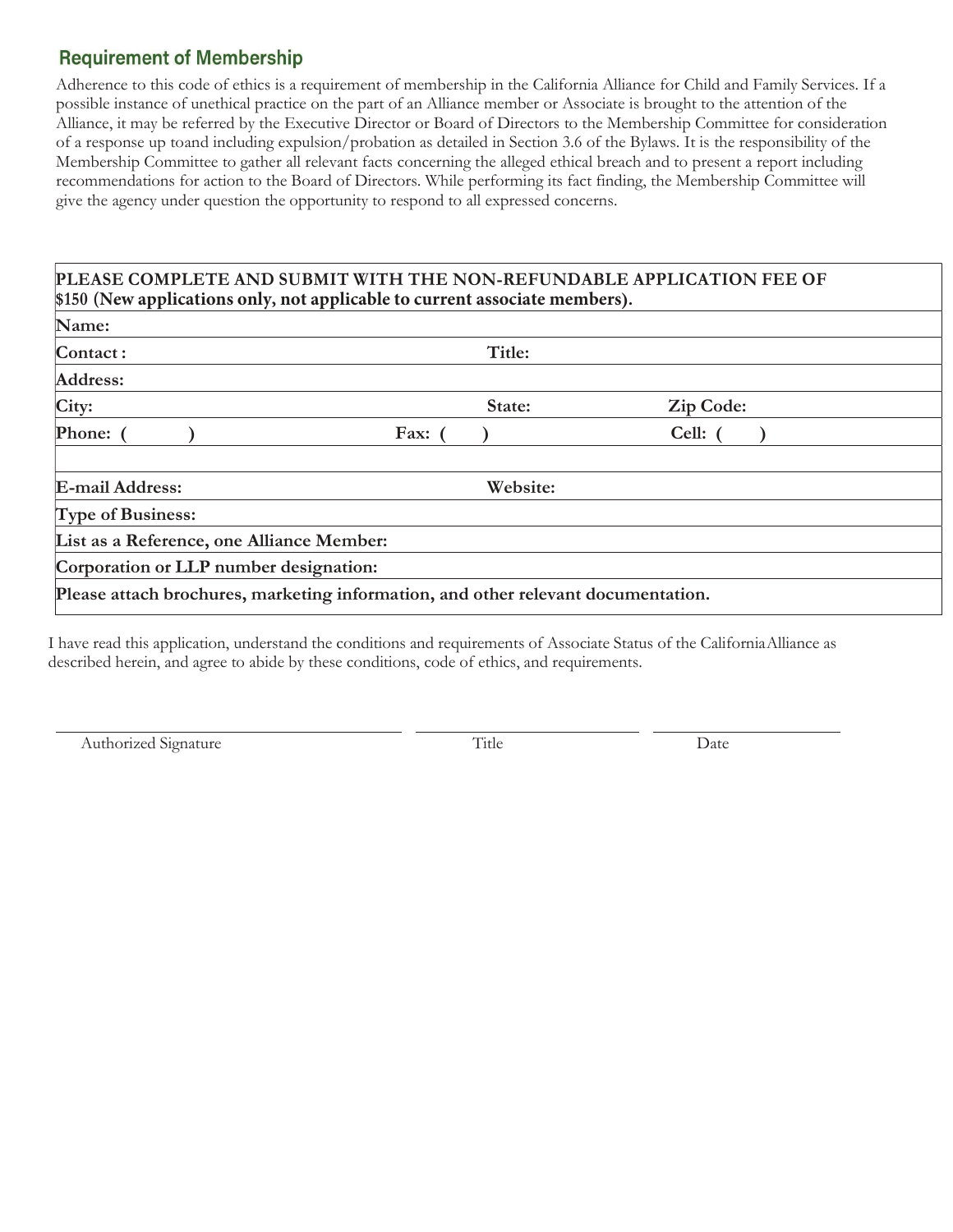## Requirement of Membership

Adherence to this code of ethics is a requirement of membership in the California Alliance for Child and Family Services. If a possible instance of unethical practice on the part of an Alliance member or Associate is brought to the attention of the Alliance, it may be referred by the Executive Director or Board of Directors to the Membership Committee for consideration of a response up toand including expulsion/probation as detailed in Section 3.6 of the Bylaws. It is the responsibility of the Membership Committee to gather all relevant facts concerning the alleged ethical breach and to present a report including recommendations for action to the Board of Directors. While performing its fact finding, the Membership Committee will give the agency under question the opportunity to respond to all expressed concerns.

| | | |
|---|---|---|
| **PLEASE COMPLETE AND SUBMIT WITH THE NON-REFUNDABLE APPLICATION FEE OF $150 (New applications only, not applicable to current associate members).** | | |
| **Name:** | | |
| **Contact :** | **Title:** | |
| **Address:** | | |
| **City:** | **State:** | **Zip Code:** |
| **Phone: (          )** | **Fax: (          )** | **Cell: (          )** |
| | | |
| **E-mail Address:** | **Website:** | |
| **Type of Business:** | | |
| **List as a Reference, one Alliance Member:** | | |
| **Corporation or LLP number designation:** | | |
| **Please attach brochures, marketing information, and other relevant documentation.** | | |

I have read this application, understand the conditions and requirements of Associate Status of the CaliforniaAlliance as described herein, and agree to abide by these conditions, code of ethics, and requirements.

Authorized Signature ______________________ Title ______________________ Date ______________________